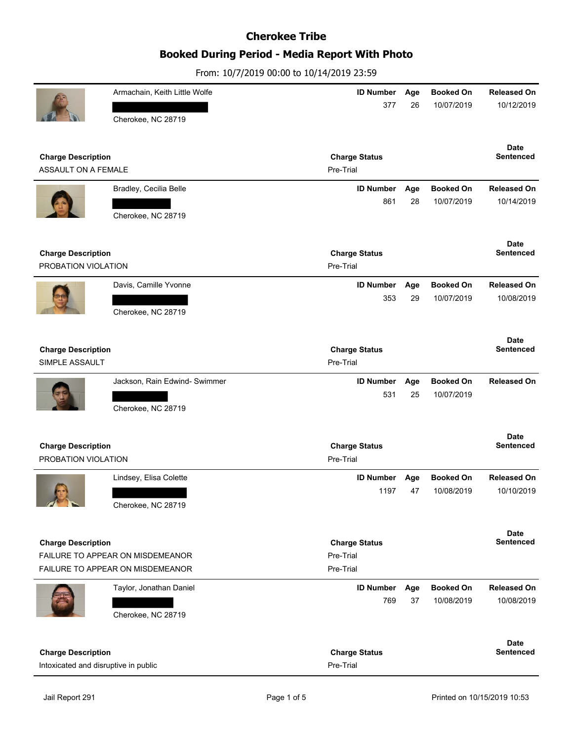# Cherokee Tribe

## Booked During Period - Media Report With Photo

From: 10/7/2019 00:00 to 10/14/2019 23:59

---

Armachain, Keith Little Wolfe
Cherokee, NC 28719

| ID Number | Age | Booked On | Released On |
|---|---|---|---|
| 377 | 26 | 10/07/2019 | 10/12/2019 |

| Charge Description | Charge Status | Date Sentenced |
|---|---|---|
| ASSAULT ON A FEMALE | Pre-Trial | |

---

Bradley, Cecilia Belle
Cherokee, NC 28719

| ID Number | Age | Booked On | Released On |
|---|---|---|---|
| 861 | 28 | 10/07/2019 | 10/14/2019 |

| Charge Description | Charge Status | Date Sentenced |
|---|---|---|
| PROBATION VIOLATION | Pre-Trial | |

---

Davis, Camille Yvonne
Cherokee, NC 28719

| ID Number | Age | Booked On | Released On |
|---|---|---|---|
| 353 | 29 | 10/07/2019 | 10/08/2019 |

| Charge Description | Charge Status | Date Sentenced |
|---|---|---|
| SIMPLE ASSAULT | Pre-Trial | |

---

Jackson, Rain Edwind- Swimmer
Cherokee, NC 28719

| ID Number | Age | Booked On | Released On |
|---|---|---|---|
| 531 | 25 | 10/07/2019 | |

| Charge Description | Charge Status | Date Sentenced |
|---|---|---|
| PROBATION VIOLATION | Pre-Trial | |

---

Lindsey, Elisa Colette
Cherokee, NC 28719

| ID Number | Age | Booked On | Released On |
|---|---|---|---|
| 1197 | 47 | 10/08/2019 | 10/10/2019 |

| Charge Description | Charge Status | Date Sentenced |
|---|---|---|
| FAILURE TO APPEAR ON MISDEMEANOR | Pre-Trial | |
| FAILURE TO APPEAR ON MISDEMEANOR | Pre-Trial | |

---

Taylor, Jonathan Daniel
Cherokee, NC 28719

| ID Number | Age | Booked On | Released On |
|---|---|---|---|
| 769 | 37 | 10/08/2019 | 10/08/2019 |

| Charge Description | Charge Status | Date Sentenced |
|---|---|---|
| Intoxicated and disruptive in public | Pre-Trial | |

---

Jail Report 291 | Printed on 10/15/2019 10:53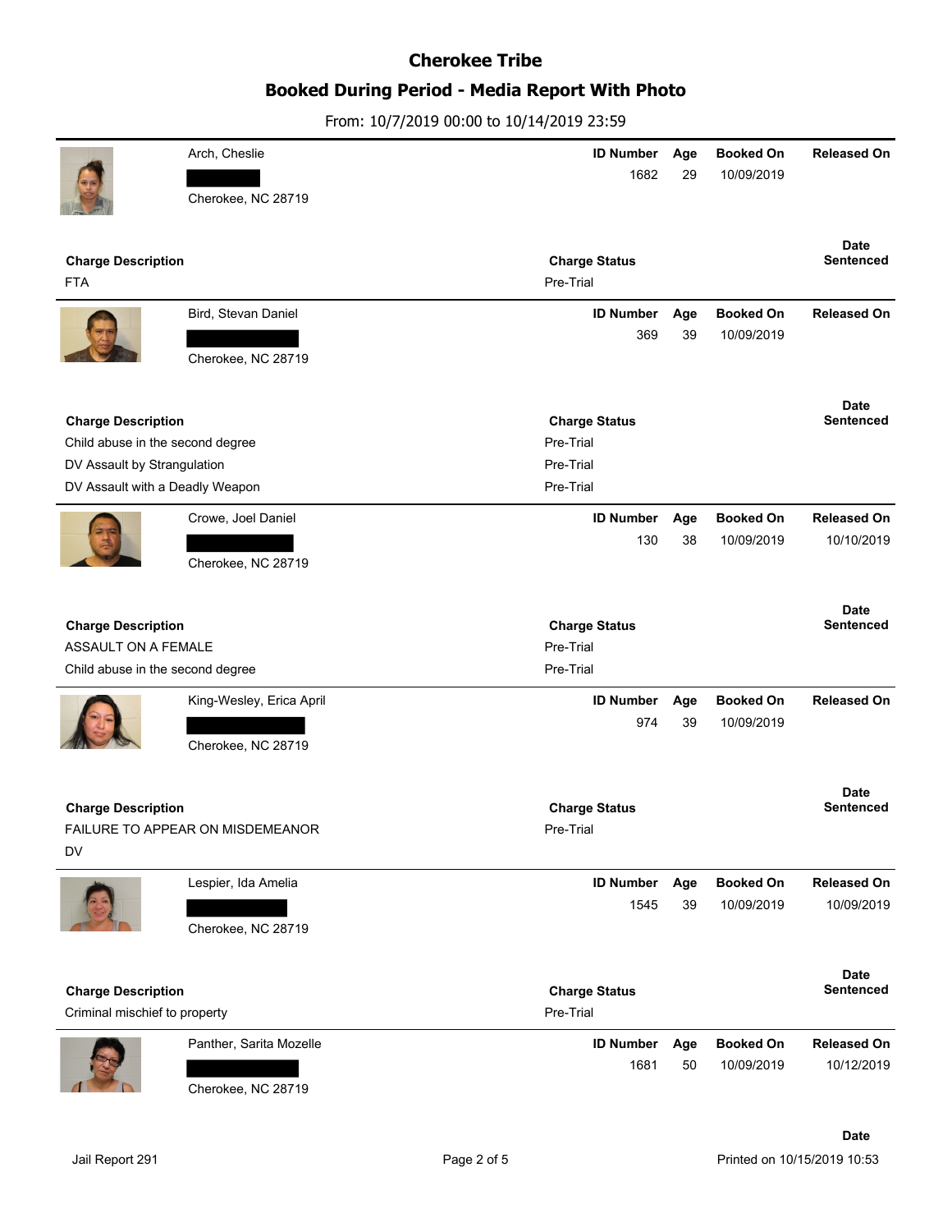# Cherokee Tribe

## Booked During Period - Media Report With Photo

From: 10/7/2019 00:00 to 10/14/2019 23:59

---

**Arch, Cheslie**
Cherokee, NC 28719

| ID Number | Age | Booked On | Released On |
|---|---|---|---|
| 1682 | 29 | 10/09/2019 | |

| Charge Description | Charge Status | Date Sentenced |
|---|---|---|
| FTA | Pre-Trial | |

---

**Bird, Stevan Daniel**
Cherokee, NC 28719

| ID Number | Age | Booked On | Released On |
|---|---|---|---|
| 369 | 39 | 10/09/2019 | |

| Charge Description | Charge Status | Date Sentenced |
|---|---|---|
| Child abuse in the second degree | Pre-Trial | |
| DV Assault by Strangulation | Pre-Trial | |
| DV Assault with a Deadly Weapon | Pre-Trial | |

---

**Crowe, Joel Daniel**
Cherokee, NC 28719

| ID Number | Age | Booked On | Released On |
|---|---|---|---|
| 130 | 38 | 10/09/2019 | 10/10/2019 |

| Charge Description | Charge Status | Date Sentenced |
|---|---|---|
| ASSAULT ON A FEMALE | Pre-Trial | |
| Child abuse in the second degree | Pre-Trial | |

---

**King-Wesley, Erica April**
Cherokee, NC 28719

| ID Number | Age | Booked On | Released On |
|---|---|---|---|
| 974 | 39 | 10/09/2019 | |

| Charge Description | Charge Status | Date Sentenced |
|---|---|---|
| FAILURE TO APPEAR ON MISDEMEANOR DV | Pre-Trial | |

---

**Lespier, Ida Amelia**
Cherokee, NC 28719

| ID Number | Age | Booked On | Released On |
|---|---|---|---|
| 1545 | 39 | 10/09/2019 | 10/09/2019 |

| Charge Description | Charge Status | Date Sentenced |
|---|---|---|
| Criminal mischief to property | Pre-Trial | |

---

**Panther, Sarita Mozelle**
Cherokee, NC 28719

| ID Number | Age | Booked On | Released On |
|---|---|---|---|
| 1681 | 50 | 10/09/2019 | 10/12/2019 |

Date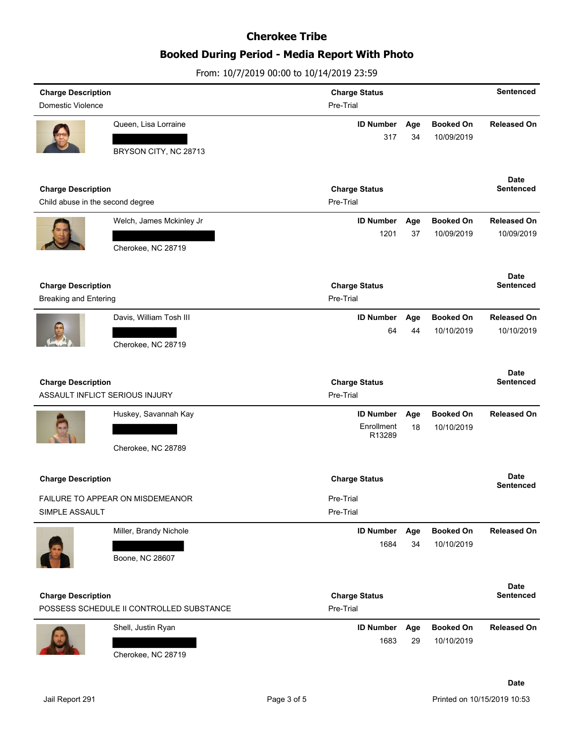# Cherokee Tribe

## Booked During Period - Media Report With Photo

From: 10/7/2019 00:00 to 10/14/2019 23:59

| Charge Description | Charge Status | Sentenced |
|---|---|---|
| Domestic Violence | Pre-Trial | |

| Name / Address | ID Number | Age | Booked On | Released On |
|---|---|---|---|---|
| Queen, Lisa Lorraine<br>BRYSON CITY, NC 28713 | 317 | 34 | 10/09/2019 | |

| Charge Description | Charge Status | Date Sentenced |
|---|---|---|
| Child abuse in the second degree | Pre-Trial | |

| Name / Address | ID Number | Age | Booked On | Released On |
|---|---|---|---|---|
| Welch, James Mckinley Jr<br>Cherokee, NC 28719 | 1201 | 37 | 10/09/2019 | 10/09/2019 |

| Charge Description | Charge Status | Date Sentenced |
|---|---|---|
| Breaking and Entering | Pre-Trial | |

| Name / Address | ID Number | Age | Booked On | Released On |
|---|---|---|---|---|
| Davis, William Tosh III<br>Cherokee, NC 28719 | 64 | 44 | 10/10/2019 | 10/10/2019 |

| Charge Description | Charge Status | Date Sentenced |
|---|---|---|
| ASSAULT INFLICT SERIOUS INJURY | Pre-Trial | |

| Name / Address | ID Number | Age | Booked On | Released On |
|---|---|---|---|---|
| Huskey, Savannah Kay<br>Cherokee, NC 28789 | Enrollment R13289 | 18 | 10/10/2019 | |

| Charge Description | Charge Status | Date Sentenced |
|---|---|---|
| FAILURE TO APPEAR ON MISDEMEANOR | Pre-Trial | |
| SIMPLE ASSAULT | Pre-Trial | |

| Name / Address | ID Number | Age | Booked On | Released On |
|---|---|---|---|---|
| Miller, Brandy Nichole<br>Boone, NC 28607 | 1684 | 34 | 10/10/2019 | |

| Charge Description | Charge Status | Date Sentenced |
|---|---|---|
| POSSESS SCHEDULE II CONTROLLED SUBSTANCE | Pre-Trial | |

| Name / Address | ID Number | Age | Booked On | Released On |
|---|---|---|---|---|
| Shell, Justin Ryan<br>Cherokee, NC 28719 | 1683 | 29 | 10/10/2019 | |

Date

Jail Report 291

Printed on 10/15/2019 10:53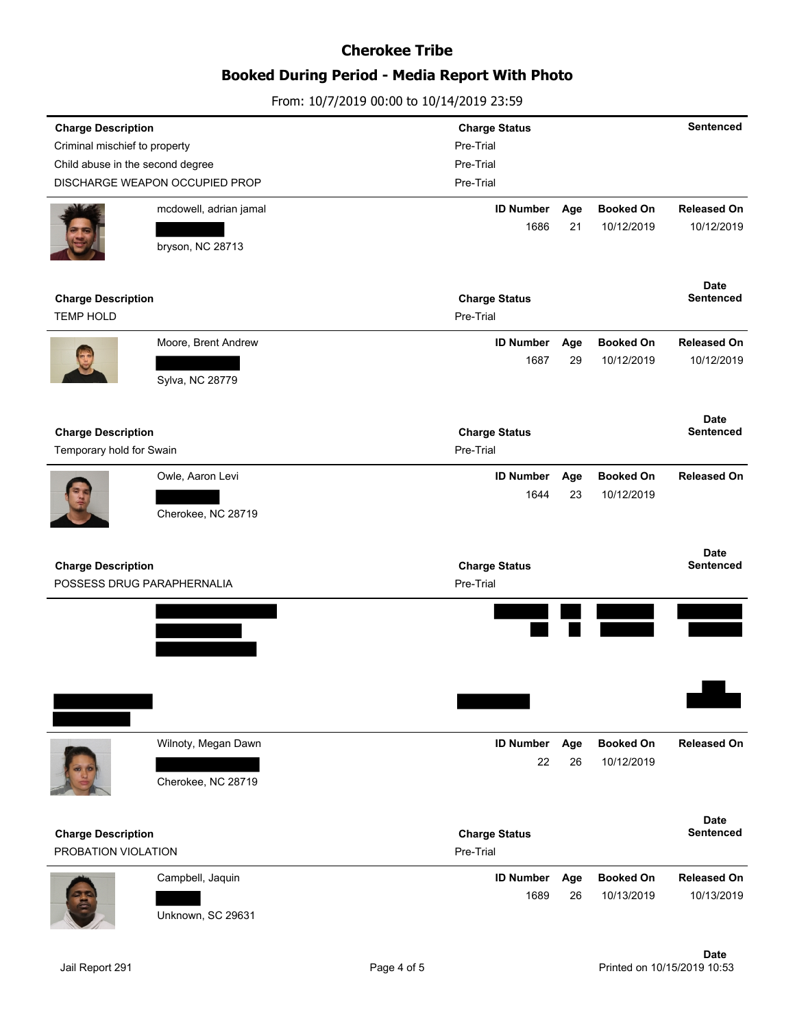# Cherokee Tribe

## Booked During Period - Media Report With Photo

From: 10/7/2019 00:00 to 10/14/2019 23:59

| Charge Description | Charge Status | Sentenced |
|---|---|---|
| Criminal mischief to property | Pre-Trial | |
| Child abuse in the second degree | Pre-Trial | |
| DISCHARGE WEAPON OCCUPIED PROP | Pre-Trial | |

mcdowell, adrian jamal
bryson, NC 28713

| ID Number | Age | Booked On | Released On |
|---|---|---|---|
| 1686 | 21 | 10/12/2019 | 10/12/2019 |

| Charge Description | Charge Status | Date Sentenced |
|---|---|---|
| TEMP HOLD | Pre-Trial | |

Moore, Brent Andrew
Sylva, NC 28779

| ID Number | Age | Booked On | Released On |
|---|---|---|---|
| 1687 | 29 | 10/12/2019 | 10/12/2019 |

| Charge Description | Charge Status | Date Sentenced |
|---|---|---|
| Temporary hold for Swain | Pre-Trial | |

Owle, Aaron Levi
Cherokee, NC 28719

| ID Number | Age | Booked On | Released On |
|---|---|---|---|
| 1644 | 23 | 10/12/2019 | |

| Charge Description | Charge Status | Date Sentenced |
|---|---|---|
| POSSESS DRUG PARAPHERNALIA | Pre-Trial | |

Wilnoty, Megan Dawn
Cherokee, NC 28719

| ID Number | Age | Booked On | Released On |
|---|---|---|---|
| 22 | 26 | 10/12/2019 | |

| Charge Description | Charge Status | Date Sentenced |
|---|---|---|
| PROBATION VIOLATION | Pre-Trial | |

Campbell, Jaquin
Unknown, SC 29631

| ID Number | Age | Booked On | Released On |
|---|---|---|---|
| 1689 | 26 | 10/13/2019 | 10/13/2019 |

Date

Jail Report 291

Printed on 10/15/2019 10:53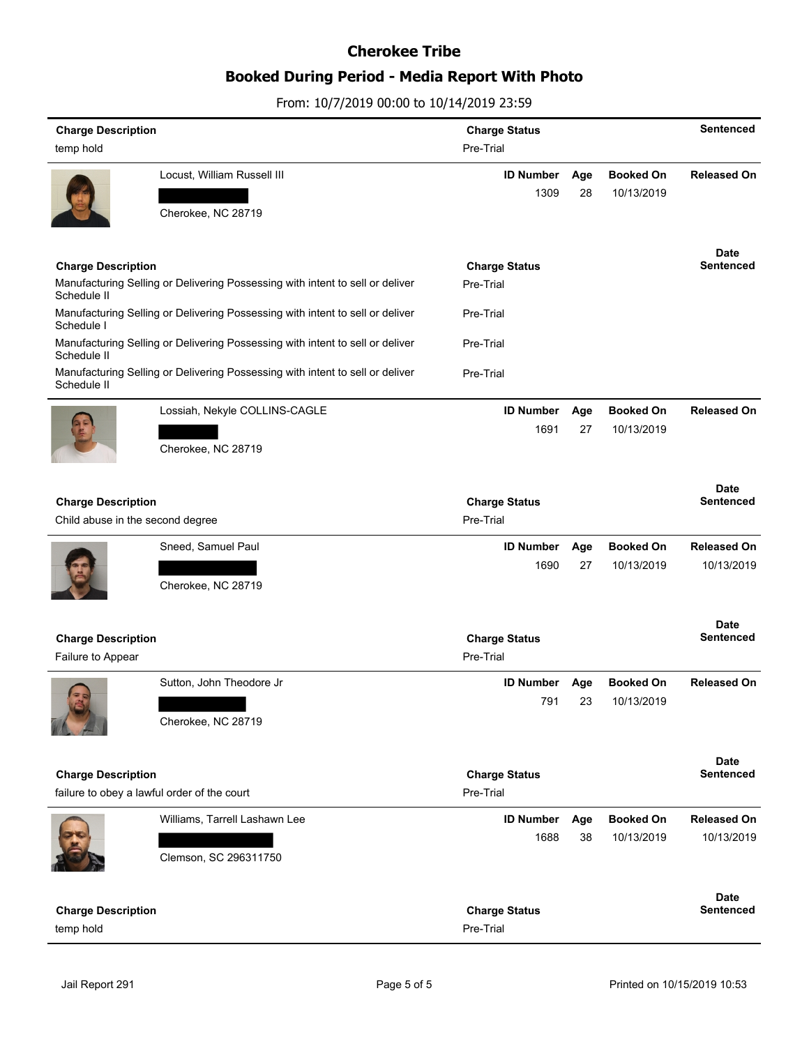# Cherokee Tribe

## Booked During Period - Media Report With Photo

From: 10/7/2019 00:00 to 10/14/2019 23:59

| Charge Description | Charge Status | Sentenced |
| --- | --- | --- |
| temp hold | Pre-Trial | |

---

**Locust, William Russell III**
Cherokee, NC 28719

| ID Number | Age | Booked On | Released On |
| --- | --- | --- | --- |
| 1309 | 28 | 10/13/2019 | |

| Charge Description | Charge Status | Date Sentenced |
| --- | --- | --- |
| Manufacturing Selling or Delivering Possessing with intent to sell or deliver Schedule II | Pre-Trial | |
| Manufacturing Selling or Delivering Possessing with intent to sell or deliver Schedule I | Pre-Trial | |
| Manufacturing Selling or Delivering Possessing with intent to sell or deliver Schedule II | Pre-Trial | |
| Manufacturing Selling or Delivering Possessing with intent to sell or deliver Schedule II | Pre-Trial | |

---

**Lossiah, Nekyle COLLINS-CAGLE**
Cherokee, NC 28719

| ID Number | Age | Booked On | Released On |
| --- | --- | --- | --- |
| 1691 | 27 | 10/13/2019 | |

| Charge Description | Charge Status | Date Sentenced |
| --- | --- | --- |
| Child abuse in the second degree | Pre-Trial | |

---

**Sneed, Samuel Paul**
Cherokee, NC 28719

| ID Number | Age | Booked On | Released On |
| --- | --- | --- | --- |
| 1690 | 27 | 10/13/2019 | 10/13/2019 |

| Charge Description | Charge Status | Date Sentenced |
| --- | --- | --- |
| Failure to Appear | Pre-Trial | |

---

**Sutton, John Theodore Jr**
Cherokee, NC 28719

| ID Number | Age | Booked On | Released On |
| --- | --- | --- | --- |
| 791 | 23 | 10/13/2019 | |

| Charge Description | Charge Status | Date Sentenced |
| --- | --- | --- |
| failure to obey a lawful order of the court | Pre-Trial | |

---

**Williams, Tarrell Lashawn Lee**
Clemson, SC 296311750

| ID Number | Age | Booked On | Released On |
| --- | --- | --- | --- |
| 1688 | 38 | 10/13/2019 | 10/13/2019 |

| Charge Description | Charge Status | Date Sentenced |
| --- | --- | --- |
| temp hold | Pre-Trial | |